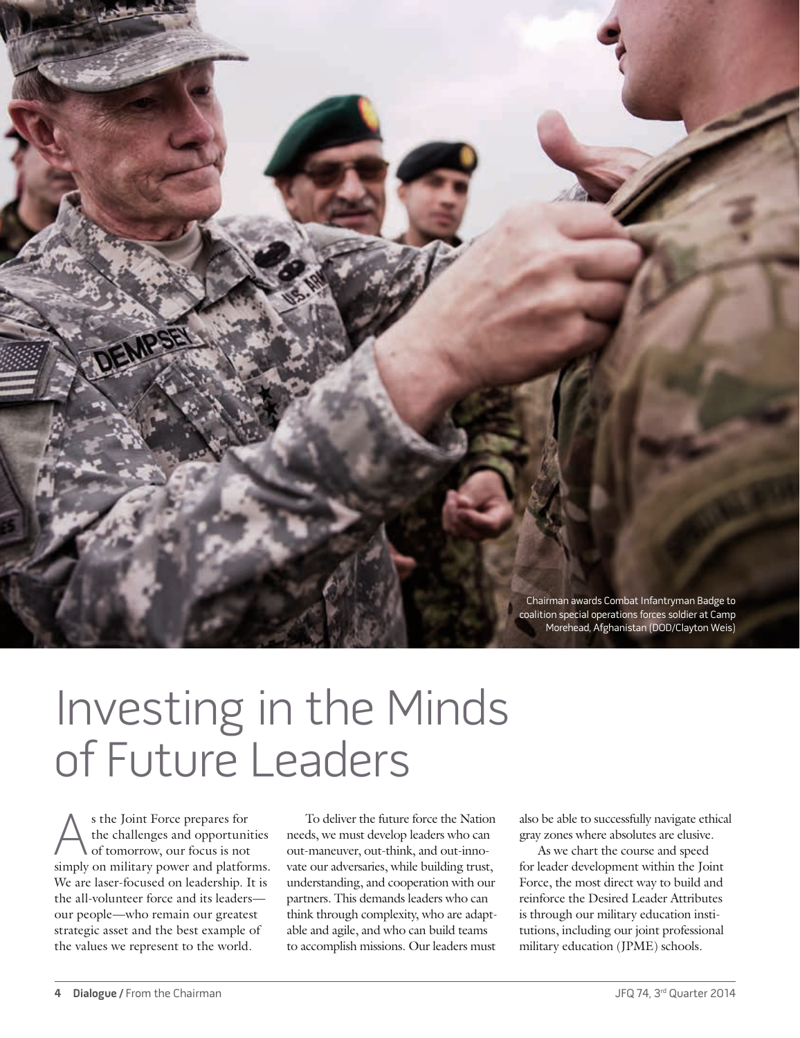Chairman awards Combat Infantryman Badge to coalition special operations forces soldier at Camp Morehead, Afghanistan (DOD/Clayton Weis)

# Investing in the Minds of Future Leaders

As the Joint Force prepares for the challenges and opportunities of tomorrow, our focus is not simply on military power and platforms. We are laser-focused on leadership. It is the all-volunteer force and its leaders—our people—who remain our greatest strategic asset and the best example of the values we represent to the world.

To deliver the future force the Nation needs, we must develop leaders who can out-maneuver, out-think, and out-innovate our adversaries, while building trust, understanding, and cooperation with our partners. This demands leaders who can think through complexity, who are adaptable and agile, and who can build teams to accomplish missions. Our leaders must also be able to successfully navigate ethical gray zones where absolutes are elusive.

As we chart the course and speed for leader development within the Joint Force, the most direct way to build and reinforce the Desired Leader Attributes is through our military education institutions, including our joint professional military education (JPME) schools.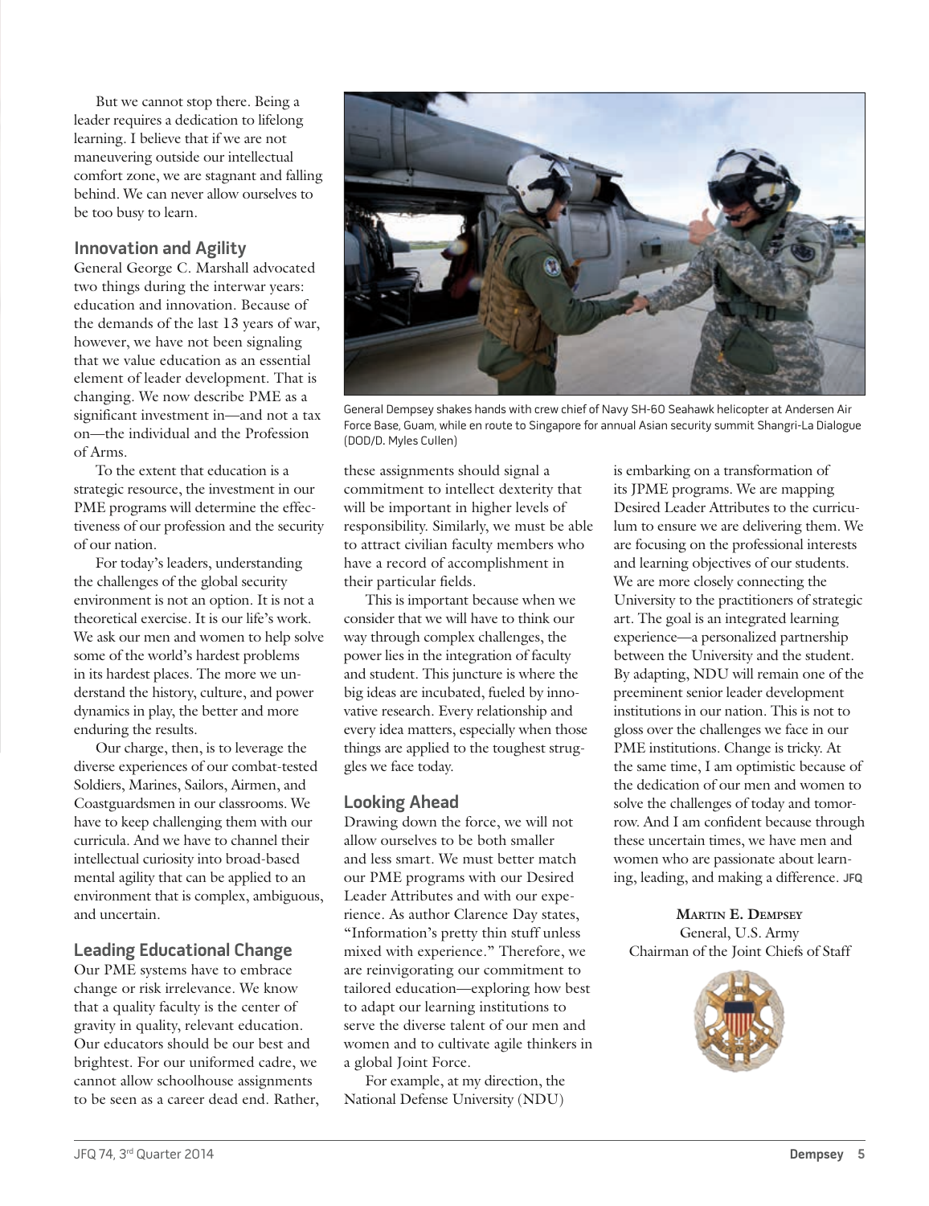But we cannot stop there. Being a leader requires a dedication to lifelong learning. I believe that if we are not maneuvering outside our intellectual comfort zone, we are stagnant and falling behind. We can never allow ourselves to be too busy to learn.

## Innovation and Agility

General George C. Marshall advocated two things during the interwar years: education and innovation. Because of the demands of the last 13 years of war, however, we have not been signaling that we value education as an essential element of leader development. That is changing. We now describe PME as a significant investment in—and not a tax on—the individual and the Profession of Arms.

To the extent that education is a strategic resource, the investment in our PME programs will determine the effectiveness of our profession and the security of our nation.

For today's leaders, understanding the challenges of the global security environment is not an option. It is not a theoretical exercise. It is our life's work. We ask our men and women to help solve some of the world's hardest problems in its hardest places. The more we understand the history, culture, and power dynamics in play, the better and more enduring the results.

Our charge, then, is to leverage the diverse experiences of our combat-tested Soldiers, Marines, Sailors, Airmen, and Coastguardsmen in our classrooms. We have to keep challenging them with our curricula. And we have to channel their intellectual curiosity into broad-based mental agility that can be applied to an environment that is complex, ambiguous, and uncertain.

## Leading Educational Change

Our PME systems have to embrace change or risk irrelevance. We know that a quality faculty is the center of gravity in quality, relevant education. Our educators should be our best and brightest. For our uniformed cadre, we cannot allow schoolhouse assignments to be seen as a career dead end. Rather, these assignments should signal a commitment to intellect dexterity that will be important in higher levels of responsibility. Similarly, we must be able to attract civilian faculty members who have a record of accomplishment in their particular fields.

General Dempsey shakes hands with crew chief of Navy SH-60 Seahawk helicopter at Andersen Air Force Base, Guam, while en route to Singapore for annual Asian security summit Shangri-La Dialogue (DOD/D. Myles Cullen)

This is important because when we consider that we will have to think our way through complex challenges, the power lies in the integration of faculty and student. This juncture is where the big ideas are incubated, fueled by innovative research. Every relationship and every idea matters, especially when those things are applied to the toughest struggles we face today.

## Looking Ahead

Drawing down the force, we will not allow ourselves to be both smaller and less smart. We must better match our PME programs with our Desired Leader Attributes and with our experience. As author Clarence Day states, "Information's pretty thin stuff unless mixed with experience." Therefore, we are reinvigorating our commitment to tailored education—exploring how best to adapt our learning institutions to serve the diverse talent of our men and women and to cultivate agile thinkers in a global Joint Force.

For example, at my direction, the National Defense University (NDU) is embarking on a transformation of its JPME programs. We are mapping Desired Leader Attributes to the curriculum to ensure we are delivering them. We are focusing on the professional interests and learning objectives of our students. We are more closely connecting the University to the practitioners of strategic art. The goal is an integrated learning experience—a personalized partnership between the University and the student. By adapting, NDU will remain one of the preeminent senior leader development institutions in our nation. This is not to gloss over the challenges we face in our PME institutions. Change is tricky. At the same time, I am optimistic because of the dedication of our men and women to solve the challenges of today and tomorrow. And I am confident because through these uncertain times, we have men and women who are passionate about learning, leading, and making a difference. **JFQ**

**Martin E. Dempsey**
General, U.S. Army
Chairman of the Joint Chiefs of Staff